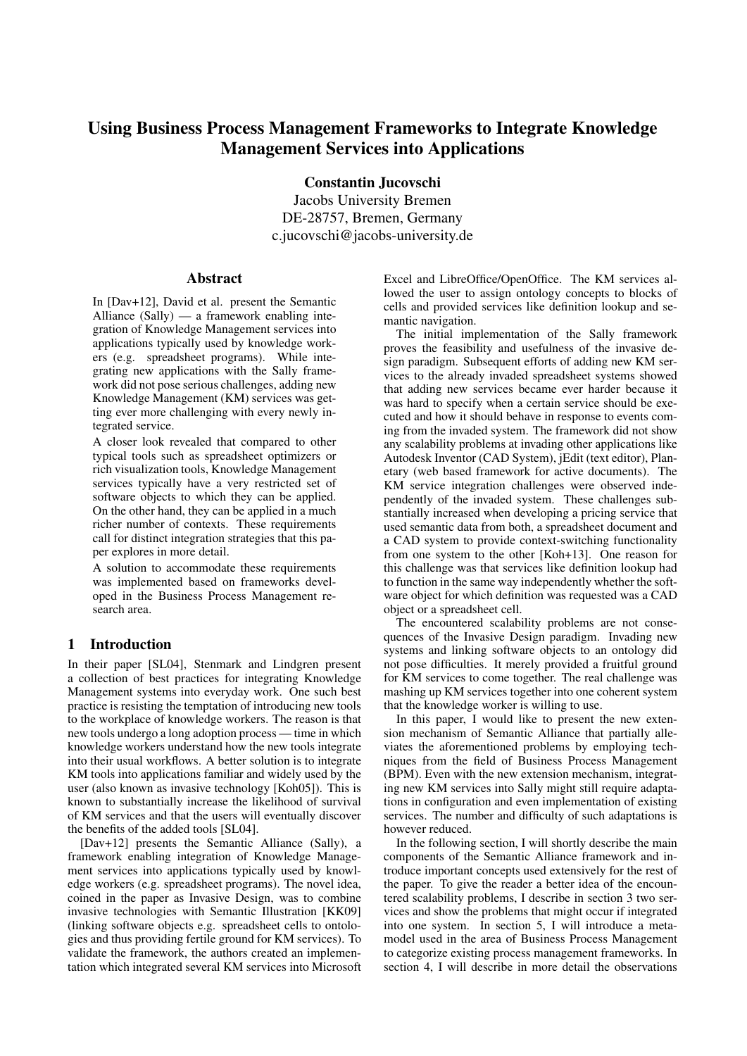# Using Business Process Management Frameworks to Integrate Knowledge Management Services into Applications

**Constantin Jucovschi**
Jacobs University Bremen
DE-28757, Bremen, Germany
c.jucovschi@jacobs-university.de

## Abstract

In [Dav+12], David et al. present the Semantic Alliance (Sally) — a framework enabling integration of Knowledge Management services into applications typically used by knowledge workers (e.g. spreadsheet programs). While integrating new applications with the Sally framework did not pose serious challenges, adding new Knowledge Management (KM) services was getting ever more challenging with every newly integrated service.

A closer look revealed that compared to other typical tools such as spreadsheet optimizers or rich visualization tools, Knowledge Management services typically have a very restricted set of software objects to which they can be applied. On the other hand, they can be applied in a much richer number of contexts. These requirements call for distinct integration strategies that this paper explores in more detail.

A solution to accommodate these requirements was implemented based on frameworks developed in the Business Process Management research area.

## 1 Introduction

In their paper [SL04], Stenmark and Lindgren present a collection of best practices for integrating Knowledge Management systems into everyday work. One such best practice is resisting the temptation of introducing new tools to the workplace of knowledge workers. The reason is that new tools undergo a long adoption process — time in which knowledge workers understand how the new tools integrate into their usual workflows. A better solution is to integrate KM tools into applications familiar and widely used by the user (also known as invasive technology [Koh05]). This is known to substantially increase the likelihood of survival of KM services and that the users will eventually discover the benefits of the added tools [SL04].

[Dav+12] presents the Semantic Alliance (Sally), a framework enabling integration of Knowledge Management services into applications typically used by knowledge workers (e.g. spreadsheet programs). The novel idea, coined in the paper as Invasive Design, was to combine invasive technologies with Semantic Illustration [KK09] (linking software objects e.g. spreadsheet cells to ontologies and thus providing fertile ground for KM services). To validate the framework, the authors created an implementation which integrated several KM services into Microsoft Excel and LibreOffice/OpenOffice. The KM services allowed the user to assign ontology concepts to blocks of cells and provided services like definition lookup and semantic navigation.

The initial implementation of the Sally framework proves the feasibility and usefulness of the invasive design paradigm. Subsequent efforts of adding new KM services to the already invaded spreadsheet systems showed that adding new services became ever harder because it was hard to specify when a certain service should be executed and how it should behave in response to events coming from the invaded system. The framework did not show any scalability problems at invading other applications like Autodesk Inventor (CAD System), jEdit (text editor), Planetary (web based framework for active documents). The KM service integration challenges were observed independently of the invaded system. These challenges substantially increased when developing a pricing service that used semantic data from both, a spreadsheet document and a CAD system to provide context-switching functionality from one system to the other [Koh+13]. One reason for this challenge was that services like definition lookup had to function in the same way independently whether the software object for which definition was requested was a CAD object or a spreadsheet cell.

The encountered scalability problems are not consequences of the Invasive Design paradigm. Invading new systems and linking software objects to an ontology did not pose difficulties. It merely provided a fruitful ground for KM services to come together. The real challenge was mashing up KM services together into one coherent system that the knowledge worker is willing to use.

In this paper, I would like to present the new extension mechanism of Semantic Alliance that partially alleviates the aforementioned problems by employing techniques from the field of Business Process Management (BPM). Even with the new extension mechanism, integrating new KM services into Sally might still require adaptations in configuration and even implementation of existing services. The number and difficulty of such adaptations is however reduced.

In the following section, I will shortly describe the main components of the Semantic Alliance framework and introduce important concepts used extensively for the rest of the paper. To give the reader a better idea of the encountered scalability problems, I describe in section 3 two services and show the problems that might occur if integrated into one system. In section 5, I will introduce a metamodel used in the area of Business Process Management to categorize existing process management frameworks. In section 4, I will describe in more detail the observations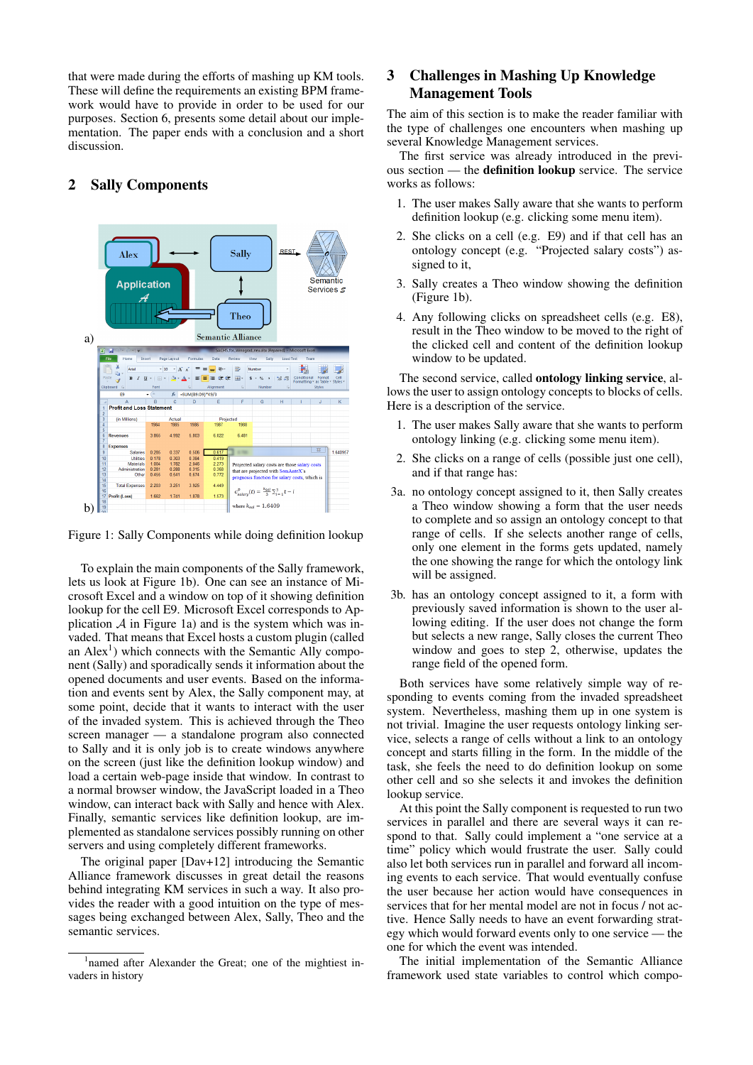that were made during the efforts of mashing up KM tools. These will define the requirements an existing BPM framework would have to provide in order to be used for our purposes. Section 6, presents some detail about our implementation. The paper ends with a conclusion and a short discussion.

## 2 Sally Components

Figure 1: Sally Components while doing definition lookup

To explain the main components of the Sally framework, lets us look at Figure 1b). One can see an instance of Microsoft Excel and a window on top of it showing definition lookup for the cell E9. Microsoft Excel corresponds to Application $\mathcal{A}$ in Figure 1a) and is the system which was invaded. That means that Excel hosts a custom plugin (called an Alex[1]) which connects with the Semantic Ally component (Sally) and sporadically sends it information about the opened documents and user events. Based on the information and events sent by Alex, the Sally component may, at some point, decide that it wants to interact with the user of the invaded system. This is achieved through the Theo screen manager — a standalone program also connected to Sally and it is only job is to create windows anywhere on the screen (just like the definition lookup window) and load a certain web-page inside that window. In contrast to a normal browser window, the JavaScript loaded in a Theo window, can interact back with Sally and hence with Alex. Finally, semantic services like definition lookup, are implemented as standalone services possibly running on other servers and using completely different frameworks.

The original paper [Dav+12] introducing the Semantic Alliance framework discusses in great detail the reasons behind integrating KM services in such a way. It also provides the reader with a good intuition on the type of messages being exchanged between Alex, Sally, Theo and the semantic services.

[1] named after Alexander the Great; one of the mightiest invaders in history

## 3 Challenges in Mashing Up Knowledge Management Tools

The aim of this section is to make the reader familiar with the type of challenges one encounters when mashing up several Knowledge Management services.

The first service was already introduced in the previous section — the **definition lookup** service. The service works as follows:

1. The user makes Sally aware that she wants to perform definition lookup (e.g. clicking some menu item).
2. She clicks on a cell (e.g. E9) and if that cell has an ontology concept (e.g. "Projected salary costs") assigned to it,
3. Sally creates a Theo window showing the definition (Figure 1b).
4. Any following clicks on spreadsheet cells (e.g. E8), result in the Theo window to be moved to the right of the clicked cell and content of the definition lookup window to be updated.

The second service, called **ontology linking service**, allows the user to assign ontology concepts to blocks of cells. Here is a description of the service.

1. The user makes Sally aware that she wants to perform ontology linking (e.g. clicking some menu item).
2. She clicks on a range of cells (possible just one cell), and if that range has:

3a. no ontology concept assigned to it, then Sally creates a Theo window showing a form that the user needs to complete and so assign an ontology concept to that range of cells. If she selects another range of cells, only one element in the forms gets updated, namely the one showing the range for which the ontology link will be assigned.

3b. has an ontology concept assigned to it, a form with previously saved information is shown to the user allowing editing. If the user does not change the form but selects a new range, Sally closes the current Theo window and goes to step 2, otherwise, updates the range field of the opened form.

Both services have some relatively simple way of responding to events coming from the invaded spreadsheet system. Nevertheless, mashing them up in one system is not trivial. Imagine the user requests ontology linking service, selects a range of cells without a link to an ontology concept and starts filling in the form. In the middle of the task, she feels the need to do definition lookup on some other cell and so she selects it and invokes the definition lookup service.

At this point the Sally component is requested to run two services in parallel and there are several ways it can respond to that. Sally could implement a "one service at a time" policy which would frustrate the user. Sally could also let both services run in parallel and forward all incoming events to each service. That would eventually confuse the user because her action would have consequences in services that for her mental model are not in focus / not active. Hence Sally needs to have an event forwarding strategy which would forward events only to one service — the one for which the event was intended.

The initial implementation of the Semantic Alliance framework used state variables to control which compo-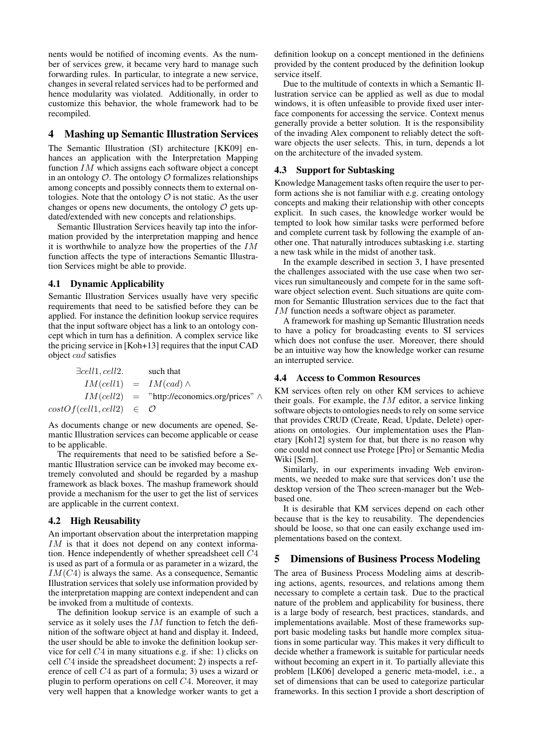nents would be notified of incoming events. As the number of services grew, it became very hard to manage such forwarding rules. In particular, to integrate a new service, changes in several related services had to be performed and hence modularity was violated. Additionally, in order to customize this behavior, the whole framework had to be recompiled.

## 4 Mashing up Semantic Illustration Services

The Semantic Illustration (SI) architecture [KK09] enhances an application with the Interpretation Mapping function $IM$ which assigns each software object a concept in an ontology $\mathcal{O}$. The ontology $\mathcal{O}$ formalizes relationships among concepts and possibly connects them to external ontologies. Note that the ontology $\mathcal{O}$ is not static. As the user changes or opens new documents, the ontology $\mathcal{O}$ gets updated/extended with new concepts and relationships.

Semantic Illustration Services heavily tap into the information provided by the interpretation mapping and hence it is worthwhile to analyze how the properties of the $IM$ function affects the type of interactions Semantic Illustration Services might be able to provide.

### 4.1 Dynamic Applicability

Semantic Illustration Services usually have very specific requirements that need to be satisfied before they can be applied. For instance the definition lookup service requires that the input software object has a link to an ontology concept which in turn has a definition. A complex service like the pricing service in [Koh+13] requires that the input CAD object $cad$ satisfies

$$
\begin{aligned}
\exists cell1, cell2. & \quad \text{such that} \\
IM(cell1) &= IM(cad) \wedge \\
IM(cell2) &= \text{"http://economics.org/prices"} \wedge \\
costOf(cell1, cell2) &\in \mathcal{O}
\end{aligned}
$$

As documents change or new documents are opened, Semantic Illustration services can become applicable or cease to be applicable.

The requirements that need to be satisfied before a Semantic Illustration service can be invoked may become extremely convoluted and should be regarded by a mashup framework as black boxes. The mashup framework should provide a mechanism for the user to get the list of services are applicable in the current context.

### 4.2 High Reusability

An important observation about the interpretation mapping $IM$ is that it does not depend on any context information. Hence independently of whether spreadsheet cell $C4$ is used as part of a formula or as parameter in a wizard, the $IM(C4)$ is always the same. As a consequence, Semantic Illustration services that solely use information provided by the interpretation mapping are context independent and can be invoked from a multitude of contexts.

The definition lookup service is an example of such a service as it solely uses the $IM$ function to fetch the definition of the software object at hand and display it. Indeed, the user should be able to invoke the definition lookup service for cell $C4$ in many situations e.g. if she: 1) clicks on cell $C4$ inside the spreadsheet document; 2) inspects a reference of cell $C4$ as part of a formula; 3) uses a wizard or plugin to perform operations on cell $C4$. Moreover, it may very well happen that a knowledge worker wants to get a definition lookup on a concept mentioned in the definiens provided by the content produced by the definition lookup service itself.

Due to the multitude of contexts in which a Semantic Illustration service can be applied as well as due to modal windows, it is often unfeasible to provide fixed user interface components for accessing the service. Context menus generally provide a better solution. It is the responsibility of the invading Alex component to reliably detect the software objects the user selects. This, in turn, depends a lot on the architecture of the invaded system.

### 4.3 Support for Subtasking

Knowledge Management tasks often require the user to perform actions she is not familiar with e.g. creating ontology concepts and making their relationship with other concepts explicit. In such cases, the knowledge worker would be tempted to look how similar tasks were performed before and complete current task by following the example of another one. That naturally introduces subtasking i.e. starting a new task while in the midst of another task.

In the example described in section 3, I have presented the challenges associated with the use case when two services run simultaneously and compete for in the same software object selection event. Such situations are quite common for Semantic Illustration services due to the fact that $IM$ function needs a software object as parameter.

A framework for mashing up Semantic Illustration needs to have a policy for broadcasting events to SI services which does not confuse the user. Moreover, there should be an intuitive way how the knowledge worker can resume an interrupted service.

### 4.4 Access to Common Resources

KM services often rely on other KM services to achieve their goals. For example, the $IM$ editor, a service linking software objects to ontologies needs to rely on some service that provides CRUD (Create, Read, Update, Delete) operations on ontologies. Our implementation uses the Planetary [Koh12] system for that, but there is no reason why one could not connect use Protege [Pro] or Semantic Media Wiki [Sem].

Similarly, in our experiments invading Web environments, we needed to make sure that services don't use the desktop version of the Theo screen-manager but the Web-based one.

It is desirable that KM services depend on each other because that is the key to reusability. The dependencies should be loose, so that one can easily exchange used implementations based on the context.

## 5 Dimensions of Business Process Modeling

The area of Business Process Modeling aims at describing actions, agents, resources, and relations among them necessary to complete a certain task. Due to the practical nature of the problem and applicability for business, there is a large body of research, best practices, standards, and implementations available. Most of these frameworks support basic modeling tasks but handle more complex situations in some particular way. This makes it very difficult to decide whether a framework is suitable for particular needs without becoming an expert in it. To partially alleviate this problem [LK06] developed a generic meta-model, i.e., a set of dimensions that can be used to categorize particular frameworks. In this section I provide a short description of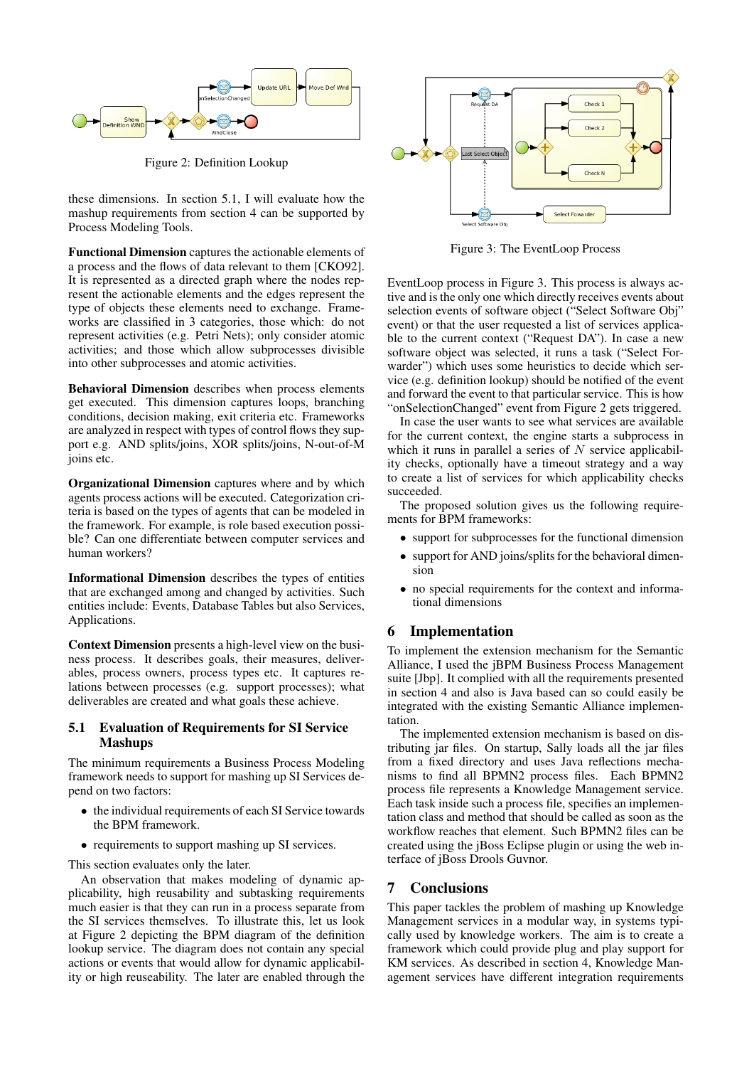Figure 2: Definition Lookup

these dimensions. In section 5.1, I will evaluate how the mashup requirements from section 4 can be supported by Process Modeling Tools.

**Functional Dimension** captures the actionable elements of a process and the flows of data relevant to them [CKO92]. It is represented as a directed graph where the nodes represent the actionable elements and the edges represent the type of objects these elements need to exchange. Frameworks are classified in 3 categories, those which: do not represent activities (e.g. Petri Nets); only consider atomic activities; and those which allow subprocesses divisible into other subprocesses and atomic activities.

**Behavioral Dimension** describes when process elements get executed. This dimension captures loops, branching conditions, decision making, exit criteria etc. Frameworks are analyzed in respect with types of control flows they support e.g. AND splits/joins, XOR splits/joins, N-out-of-M joins etc.

**Organizational Dimension** captures where and by which agents process actions will be executed. Categorization criteria is based on the types of agents that can be modeled in the framework. For example, is role based execution possible? Can one differentiate between computer services and human workers?

**Informational Dimension** describes the types of entities that are exchanged among and changed by activities. Such entities include: Events, Database Tables but also Services, Applications.

**Context Dimension** presents a high-level view on the business process. It describes goals, their measures, deliverables, process owners, process types etc. It captures relations between processes (e.g. support processes); what deliverables are created and what goals these achieve.

## 5.1 Evaluation of Requirements for SI Service Mashups

The minimum requirements a Business Process Modeling framework needs to support for mashing up SI Services depend on two factors:

- the individual requirements of each SI Service towards the BPM framework.
- requirements to support mashing up SI services.

This section evaluates only the later.

An observation that makes modeling of dynamic applicability, high reusability and subtasking requirements much easier is that they can run in a process separate from the SI services themselves. To illustrate this, let us look at Figure 2 depicting the BPM diagram of the definition lookup service. The diagram does not contain any special actions or events that would allow for dynamic applicability or high reuseability. The later are enabled through the EventLoop process in Figure 3. This process is always active and is the only one which directly receives events about selection events of software object ("Select Software Obj" event) or that the user requested a list of services applicable to the current context ("Request DA"). In case a new software object was selected, it runs a task ("Select Forwarder") which uses some heuristics to decide which service (e.g. definition lookup) should be notified of the event and forward the event to that particular service. This is how "onSelectionChanged" event from Figure 2 gets triggered.

Figure 3: The EventLoop Process

In case the user wants to see what services are available for the current context, the engine starts a subprocess in which it runs in parallel a series of $N$ service applicability checks, optionally have a timeout strategy and a way to create a list of services for which applicability checks succeeded.

The proposed solution gives us the following requirements for BPM frameworks:

- support for subprocesses for the functional dimension
- support for AND joins/splits for the behavioral dimension
- no special requirements for the context and informational dimensions

# 6 Implementation

To implement the extension mechanism for the Semantic Alliance, I used the jBPM Business Process Management suite [Jbp]. It complied with all the requirements presented in section 4 and also is Java based can so could easily be integrated with the existing Semantic Alliance implementation.

The implemented extension mechanism is based on distributing jar files. On startup, Sally loads all the jar files from a fixed directory and uses Java reflections mechanisms to find all BPMN2 process files. Each BPMN2 process file represents a Knowledge Management service. Each task inside such a process file, specifies an implementation class and method that should be called as soon as the workflow reaches that element. Such BPMN2 files can be created using the jBoss Eclipse plugin or using the web interface of jBoss Drools Guvnor.

# 7 Conclusions

This paper tackles the problem of mashing up Knowledge Management services in a modular way, in systems typically used by knowledge workers. The aim is to create a framework which could provide plug and play support for KM services. As described in section 4, Knowledge Management services have different integration requirements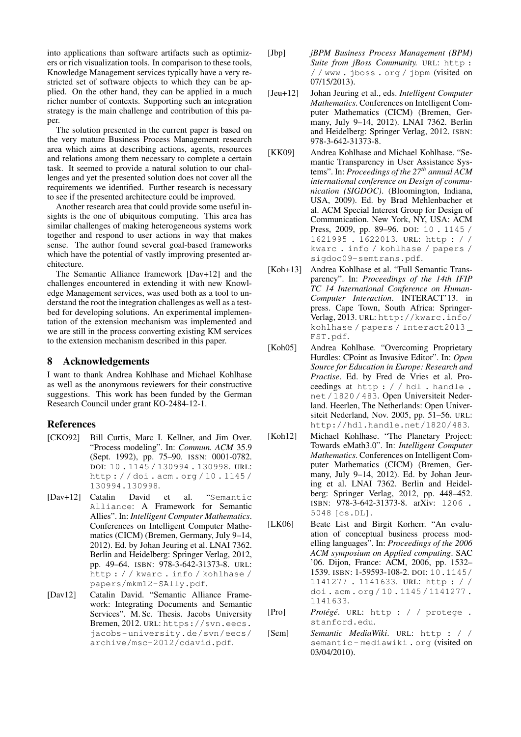into applications than software artifacts such as optimizers or rich visualization tools. In comparison to these tools, Knowledge Management services typically have a very restricted set of software objects to which they can be applied. On the other hand, they can be applied in a much richer number of contexts. Supporting such an integration strategy is the main challenge and contribution of this paper.

The solution presented in the current paper is based on the very mature Business Process Management research area which aims at describing actions, agents, resources and relations among them necessary to complete a certain task. It seemed to provide a natural solution to our challenges and yet the presented solution does not cover all the requirements we identified. Further research is necessary to see if the presented architecture could be improved.

Another research area that could provide some useful insights is the one of ubiquitous computing. This area has similar challenges of making heterogeneous systems work together and respond to user actions in way that makes sense. The author found several goal-based frameworks which have the potential of vastly improving presented architecture.

The Semantic Alliance framework [Dav+12] and the challenges encountered in extending it with new Knowledge Management services, was used both as a tool to understand the root the integration challenges as well as a testbed for developing solutions. An experimental implementation of the extension mechanism was implemented and we are still in the process converting existing KM services to the extension mechanism described in this paper.

## 8 Acknowledgements

I want to thank Andrea Kohlhase and Michael Kohlhase as well as the anonymous reviewers for their constructive suggestions. This work has been funded by the German Research Council under grant KO-2484-12-1.

## References

- [CKO92] Bill Curtis, Marc I. Kellner, and Jim Over. "Process modeling". In: *Commun. ACM* 35.9 (Sept. 1992), pp. 75–90. ISSN: 0001-0782. DOI: 10.1145/130994.130998. URL: http://doi.acm.org/10.1145/130994.130998.
- [Dav+12] Catalin David et al. "Semantic Alliance: A Framework for Semantic Allies". In: *Intelligent Computer Mathematics*. Conferences on Intelligent Computer Mathematics (CICM) (Bremen, Germany, July 9–14, 2012). Ed. by Johan Jeuring et al. LNAI 7362. Berlin and Heidelberg: Springer Verlag, 2012, pp. 49–64. ISBN: 978-3-642-31373-8. URL: http://kwarc.info/kohlhase/papers/mkm12-SAlly.pdf.
- [Dav12] Catalin David. "Semantic Alliance Framework: Integrating Documents and Semantic Services". M. Sc. Thesis. Jacobs University Bremen, 2012. URL: https://svn.eecs.jacobs-university.de/svn/eecs/archive/msc-2012/cdavid.pdf.
- [Jbp] *jBPM Business Process Management (BPM) Suite from jBoss Community*. URL: http://www.jboss.org/jbpm (visited on 07/15/2013).
- [Jeu+12] Johan Jeuring et al., eds. *Intelligent Computer Mathematics*. Conferences on Intelligent Computer Mathematics (CICM) (Bremen, Germany, July 9–14, 2012). LNAI 7362. Berlin and Heidelberg: Springer Verlag, 2012. ISBN: 978-3-642-31373-8.
- [KK09] Andrea Kohlhase and Michael Kohlhase. "Semantic Transparency in User Assistance Systems". In: *Proceedings of the 27th annual ACM international conference on Design of communication (SIGDOC)*. (Bloomington, Indiana, USA, 2009). Ed. by Brad Mehlenbacher et al. ACM Special Interest Group for Design of Communication. New York, NY, USA: ACM Press, 2009, pp. 89–96. DOI: 10.1145/1621995.1622013. URL: http://kwarc.info/kohlhase/papers/sigdoc09-semtrans.pdf.
- [Koh+13] Andrea Kohlhase et al. "Full Semantic Transparency". In: *Proceedings of the 14th IFIP TC 14 International Conference on Human-Computer Interaction*. INTERACT'13. in press. Cape Town, South Africa: Springer-Verlag, 2013. URL: http://kwarc.info/kohlhase/papers/Interact2013_FST.pdf.
- [Koh05] Andrea Kohlhase. "Overcoming Proprietary Hurdles: CPoint as Invasive Editor". In: *Open Source for Education in Europe: Research and Practise*. Ed. by Fred de Vries et al. Proceedings at http://hdl.handle.net/1820/483. Open Universiteit Nederland. Heerlen, The Netherlands: Open Universiteit Nederland, Nov. 2005, pp. 51–56. URL: http://hdl.handle.net/1820/483.
- [Koh12] Michael Kohlhase. "The Planetary Project: Towards eMath3.0". In: *Intelligent Computer Mathematics*. Conferences on Intelligent Computer Mathematics (CICM) (Bremen, Germany, July 9–14, 2012). Ed. by Johan Jeuring et al. LNAI 7362. Berlin and Heidelberg: Springer Verlag, 2012, pp. 448–452. ISBN: 978-3-642-31373-8. arXiv: 1206.5048 [cs.DL].
- [LK06] Beate List and Birgit Korherr. "An evaluation of conceptual business process modelling languages". In: *Proceedings of the 2006 ACM symposium on Applied computing*. SAC '06. Dijon, France: ACM, 2006, pp. 1532–1539. ISBN: 1-59593-108-2. DOI: 10.1145/1141277.1141633. URL: http://doi.acm.org/10.1145/1141277.1141633.
- [Pro] *Protégé*. URL: http://protege.stanford.edu.
- [Sem] *Semantic MediaWiki*. URL: http://semantic-mediawiki.org (visited on 03/04/2010).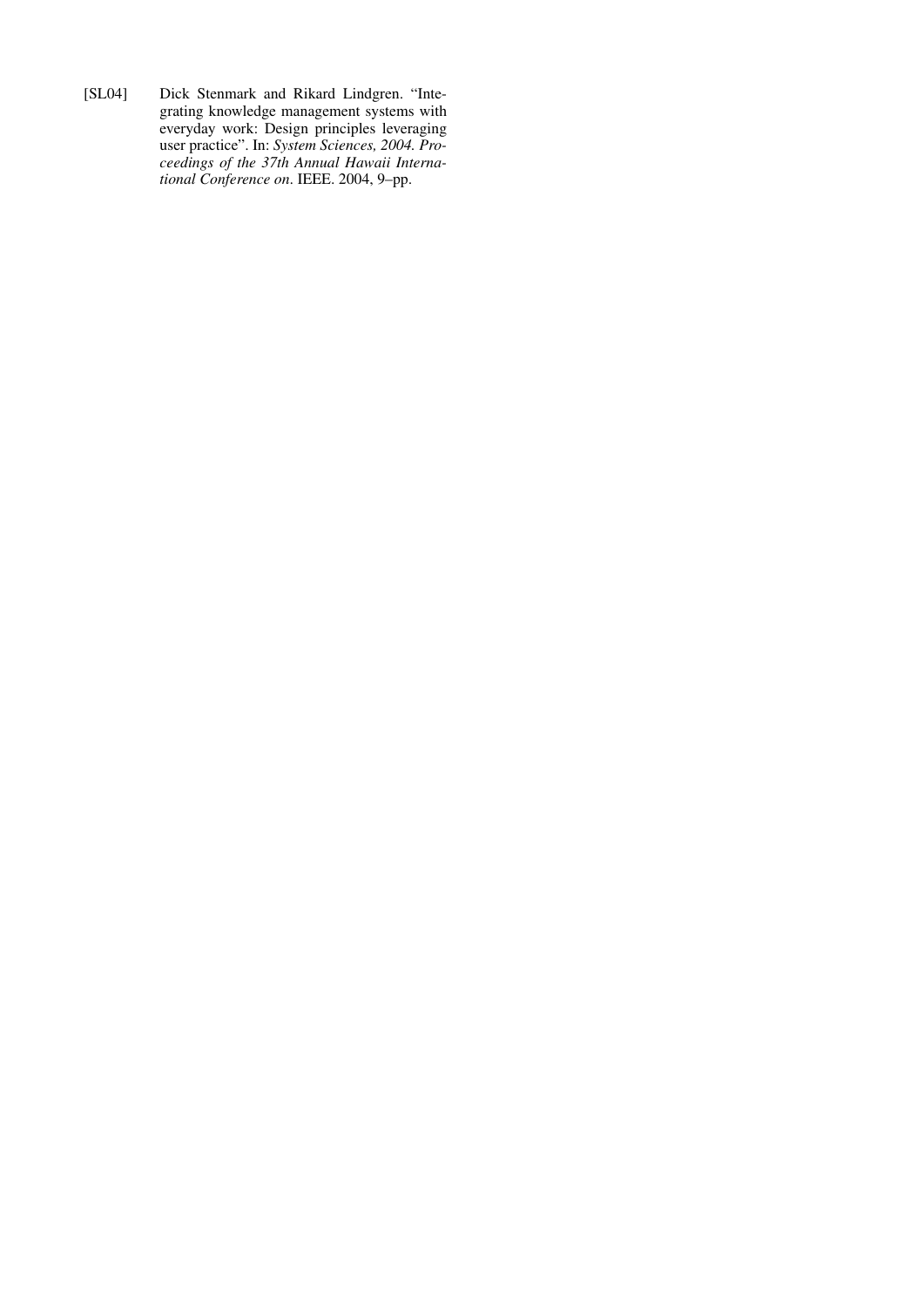[SL04] Dick Stenmark and Rikard Lindgren. “Integrating knowledge management systems with everyday work: Design principles leveraging user practice”. In: *System Sciences, 2004. Proceedings of the 37th Annual Hawaii International Conference on*. IEEE. 2004, 9–pp.